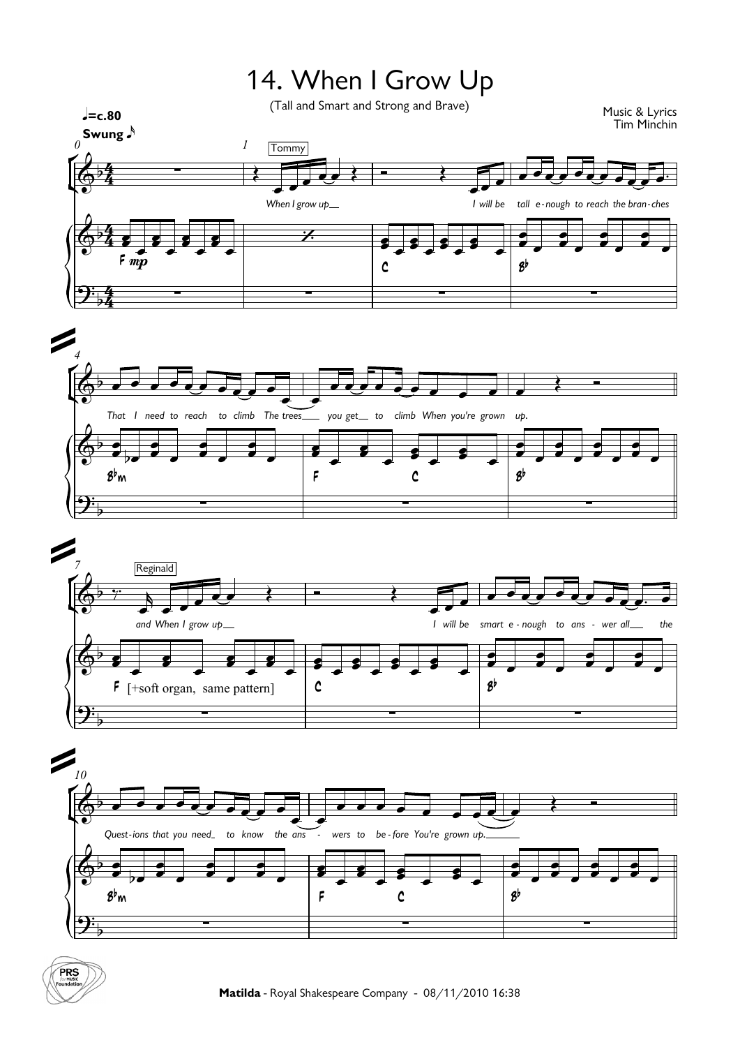# 14. When I Grow Up

(Tall and Smart and Strong and Brave)

Music & Lyrics
Tim Minchin

♩=c.80
Swung ♪

Tommy

*When I grow up I will be tall e-nough to reach the bran-ches That I need to reach to climb The trees you get to climb When you're grown up.*

F *mp* — C — B♭ — B♭m — F — C — B♭

Reginald

*and When I grow up I will be smart e-nough to ans-wer all the Quest-ions that you need to know the ans-wers to be-fore You're grown up.*

F [+soft organ, same pattern] — C — B♭ — B♭m — F — C — B♭

**Matilda** - Royal Shakespeare Company - 08/11/2010 16:38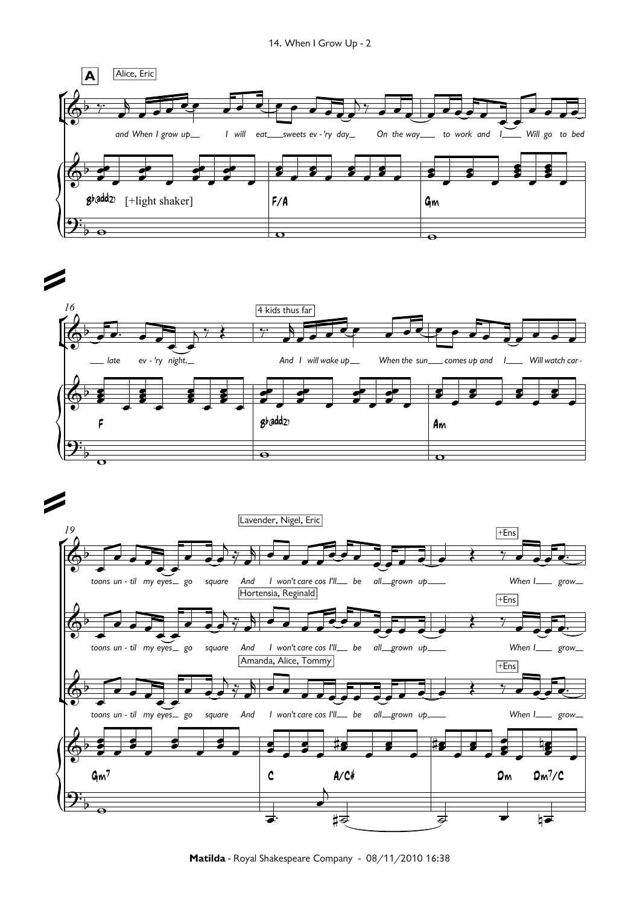**A** Alice, Eric

*and When I grow up I will eat sweets ev - 'ry day On the way to work and I Will go to bed*

B♭(add2) [+light shaker] | F/A | Gm

16

*late ev - 'ry night.*

4 kids thus far

*And I will wake up When the sun comes up and I Will watch car -*

F | B♭(add2) | Am

19

Lavender, Nigel, Eric

*toons un - til my eyes go square And I won't care cos I'll be all grown up* +Ens *When I grow*

Hortensia, Reginald

*toons un - til my eyes go square And I won't care cos I'll be all grown up* +Ens *When I grow*

Amanda, Alice, Tommy

*toons un - til my eyes go square And I won't care cos I'll be all grown up* +Ens *When I grow*

Gm7 | C A/C♯ | Dm Dm7/C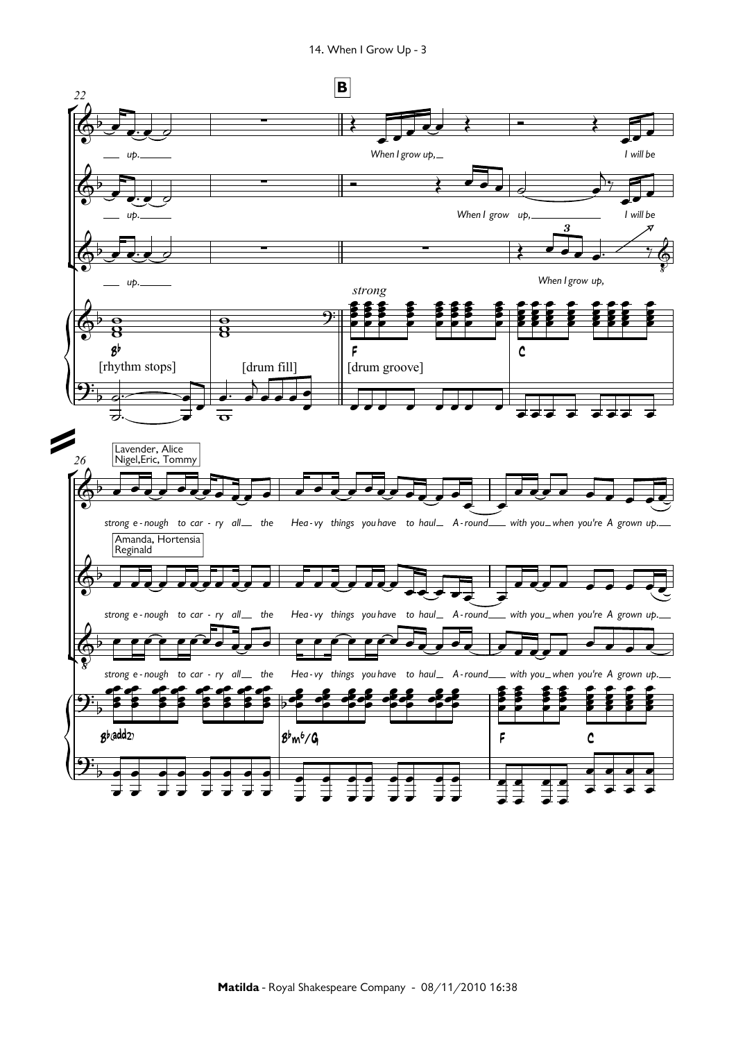B

22

up.

When I grow up,

I will be

up.

When I grow up,

I will be

up.

When I grow up,

strong

B♭

[rhythm stops]

[drum fill]

F

[drum groove]

C

26

Lavender, Alice
Nigel, Eric, Tommy

strong e - nough to car - ry all the Hea - vy things you have to haul A - round with you when you're A grown up.

Amanda, Hortensia
Reginald

strong e - nough to car - ry all the Hea - vy things you have to haul A - round with you when you're A grown up.

strong e - nough to car - ry all the Hea - vy things you have to haul A - round with you when you're A grown up.

B♭(add2)

B♭m♭/G

F

C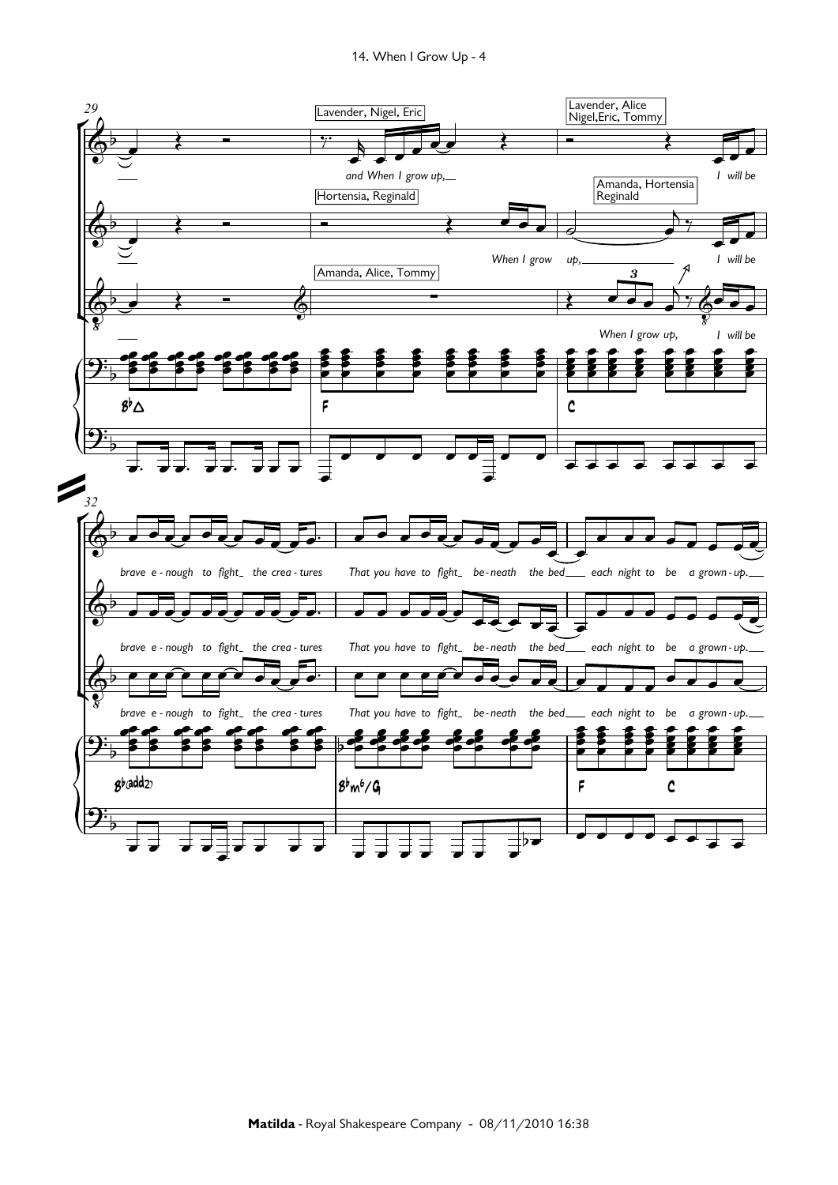Lavender, Nigel, Eric

*and When I grow up,*

Lavender, Alice
Nigel, Eric, Tommy

*I will be*

Hortensia, Reginald

*When I grow up,*

Amanda, Hortensia
Reginald

*I will be*

Amanda, Alice, Tommy

*When I grow up, I will be*

B♭△ F C

*brave e - nough to fight the crea - tures That you have to fight be - neath the bed each night to be a grown - up.*

*brave e - nough to fight the crea - tures That you have to fight be - neath the bed each night to be a grown - up.*

*brave e - nough to fight the crea - tures That you have to fight be - neath the bed each night to be a grown - up.*

B♭(add2) B♭m6/G F C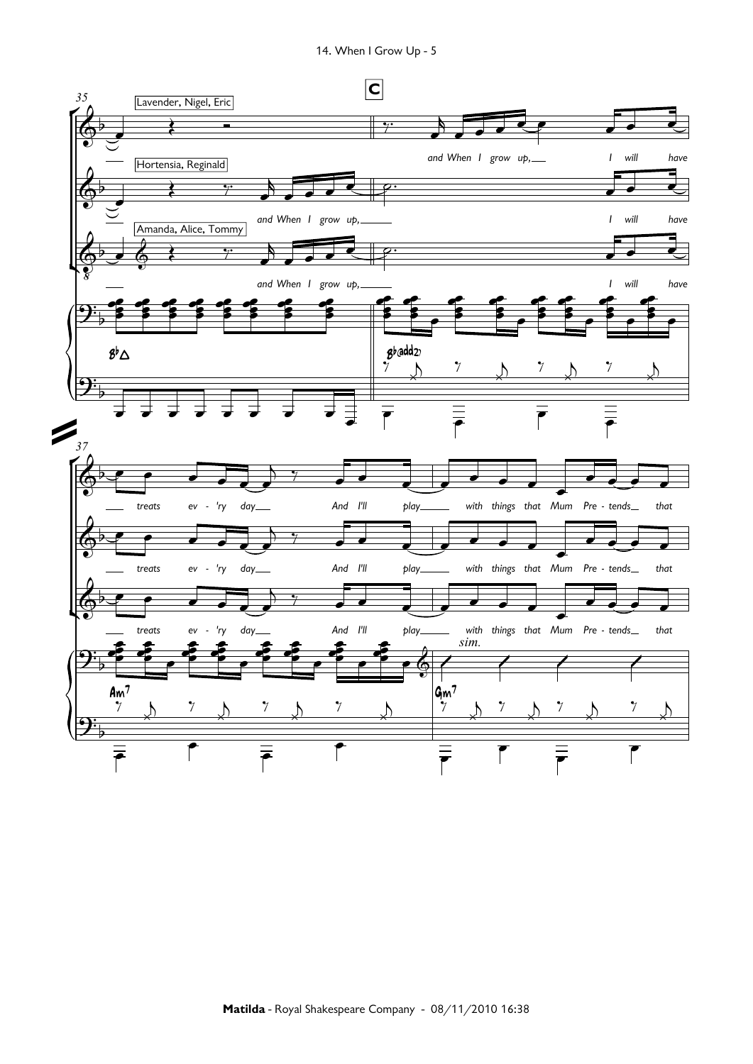**C**

Lavender, Nigel, Eric

Hortensia, Reginald

Amanda, Alice, Tommy

*and When I grow up, I will have*

*treats ev - 'ry day And I'll play with things that Mum Pre - tends that*

B♭△ | B♭(add2) | Am7 | Gm7

*sim.*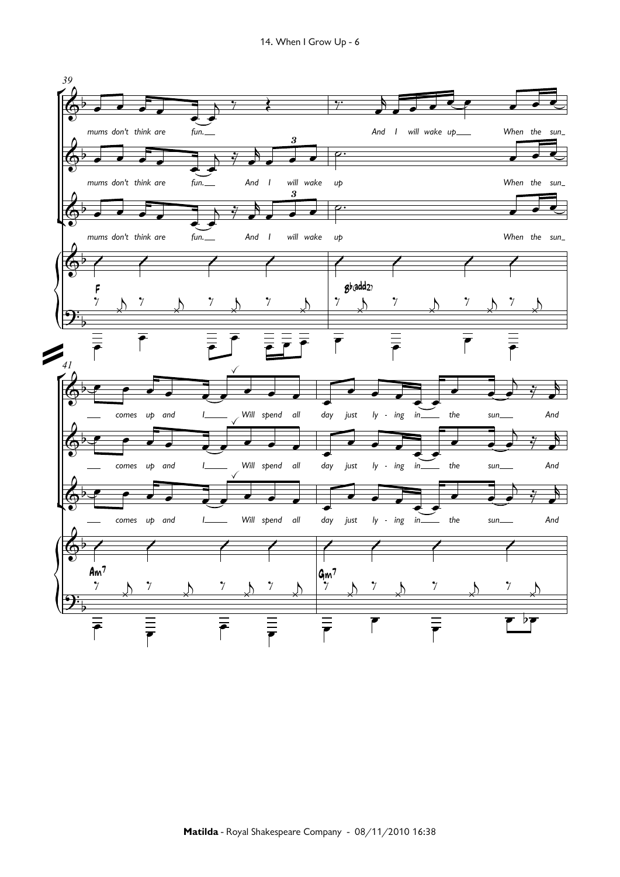39

mums don't think are fun. And I will wake up When the sun

mums don't think are fun. And I will wake up When the sun

mums don't think are fun. And I will wake up When the sun

F Bb(add2)

41

comes up and I Will spend all day just ly - ing in the sun And

comes up and I Will spend all day just ly - ing in the sun And

comes up and I Will spend all day just ly - ing in the sun And

Am7 Gm7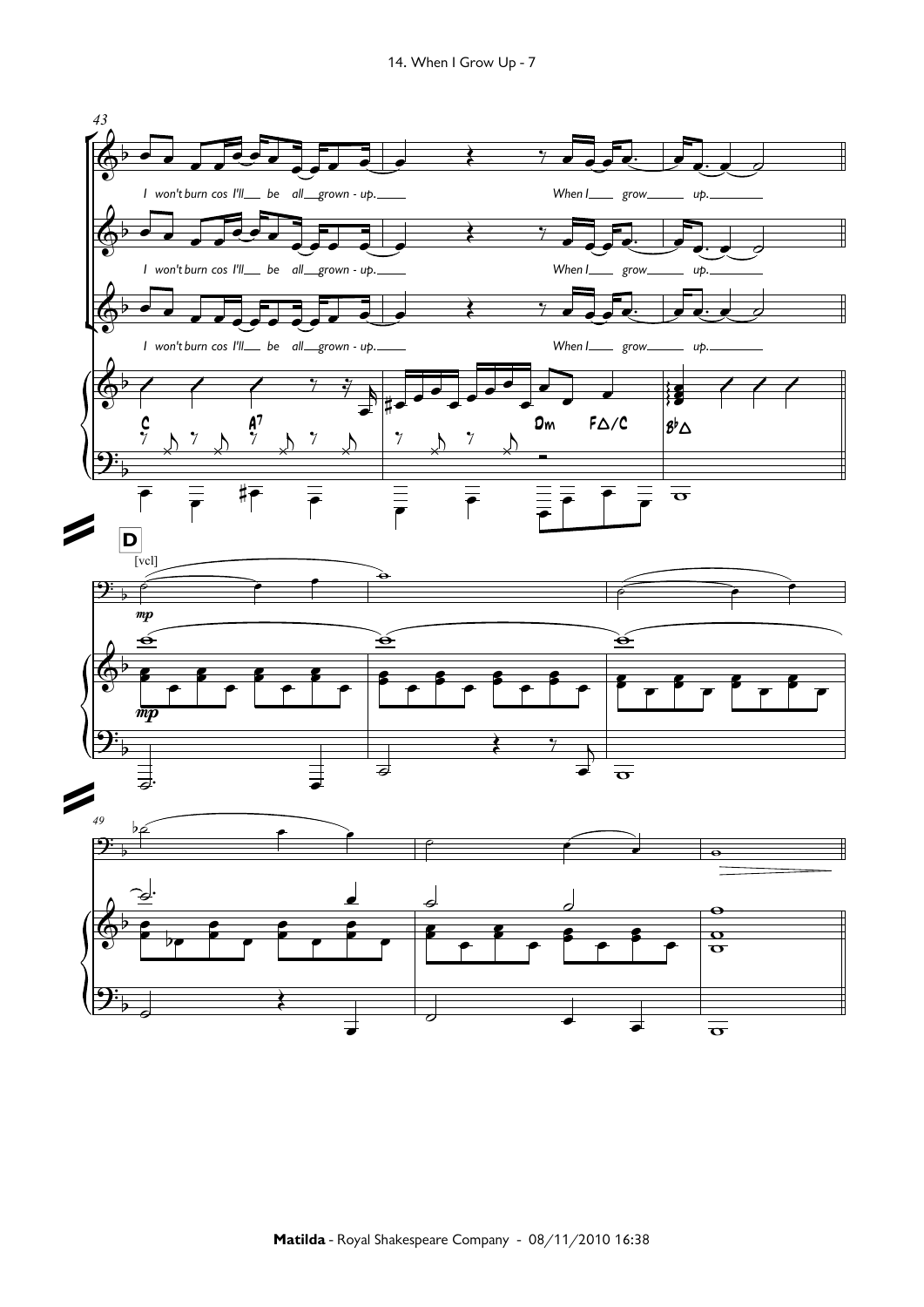43

I won't burn cos I'll be all grown - up. When I grow up.

I won't burn cos I'll be all grown - up. When I grow up.

I won't burn cos I'll be all grown - up. When I grow up.

C A7 Dm F△/C B♭△

**D**

[vcl]

*mp*

*mp*

49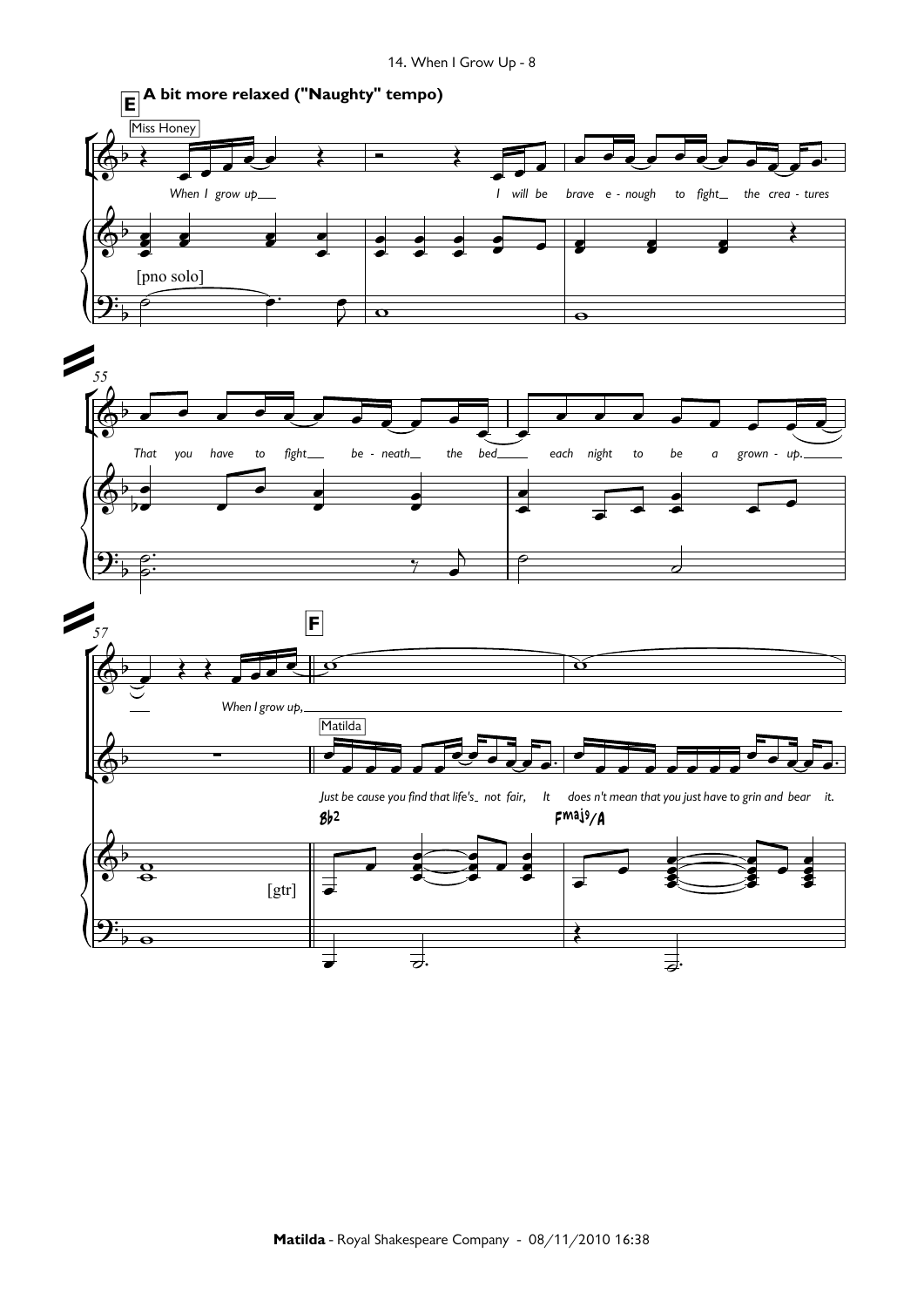**E** **A bit more relaxed ("Naughty" tempo)**

Miss Honey

*When I grow up I will be brave e - nough to fight the crea - tures*

[pno solo]

55

*That you have to fight be - neath the bed each night to be a grown - up.*

57

**F**

*When I grow up,*

Matilda

*Just be cause you find that life's not fair, It does n't mean that you just have to grin and bear it.*

B♭2 Fmaj9/A

[gtr]

**Matilda** - Royal Shakespeare Company - 08/11/2010 16:38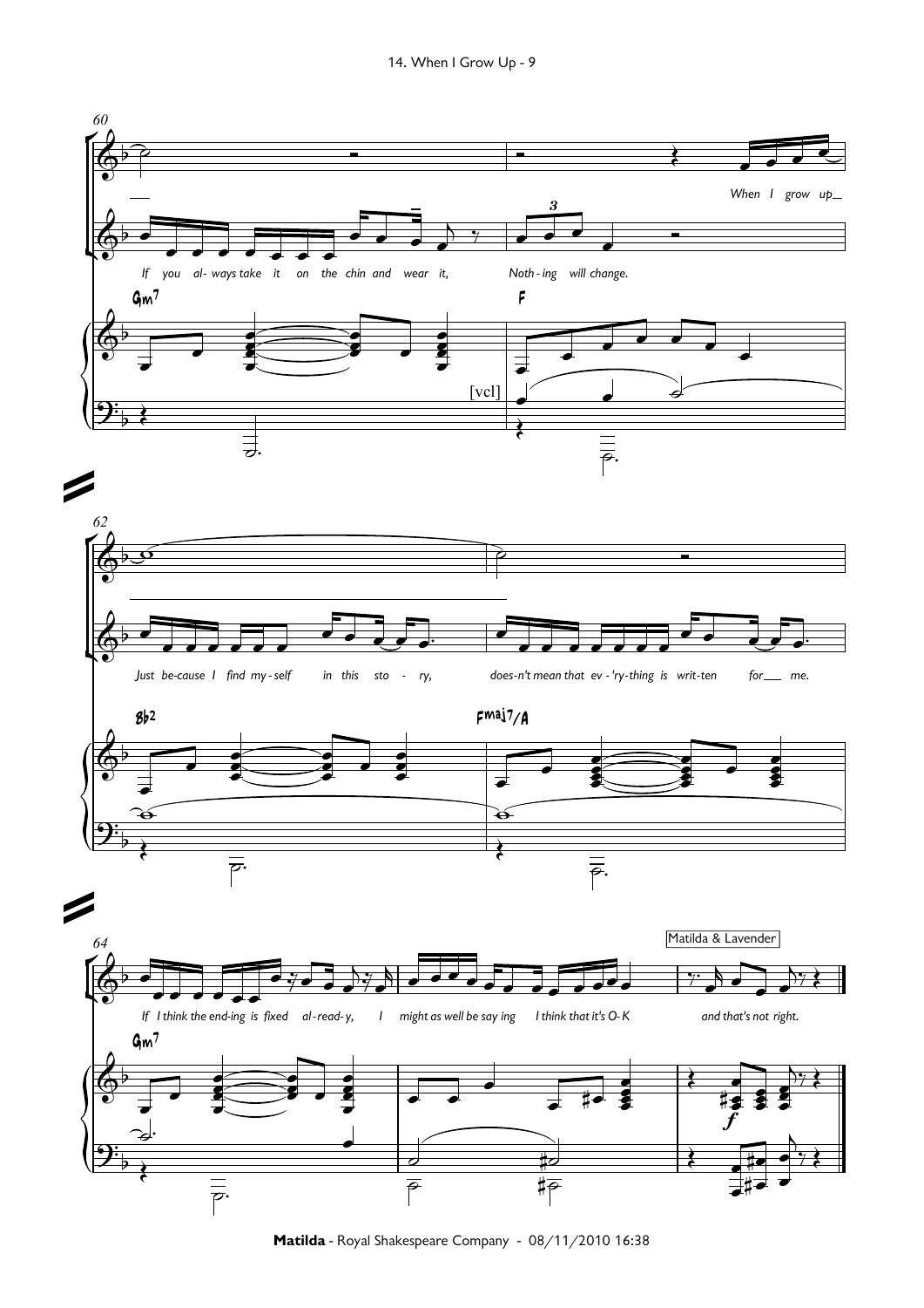60

When I grow up

If you al- ways take it on the chin and wear it, Noth - ing will change.

Gm7 F

[vcl]

62

Just be-cause I find my - self in this sto - ry, does-n't mean that ev - 'ry-thing is writ-ten for me.

Bb2 Fmaj7/A

64

Matilda & Lavender

If I think the end-ing is fixed al - read - y, I might as well be say ing I think that it's O- K and that's not right.

Gm7

*f*